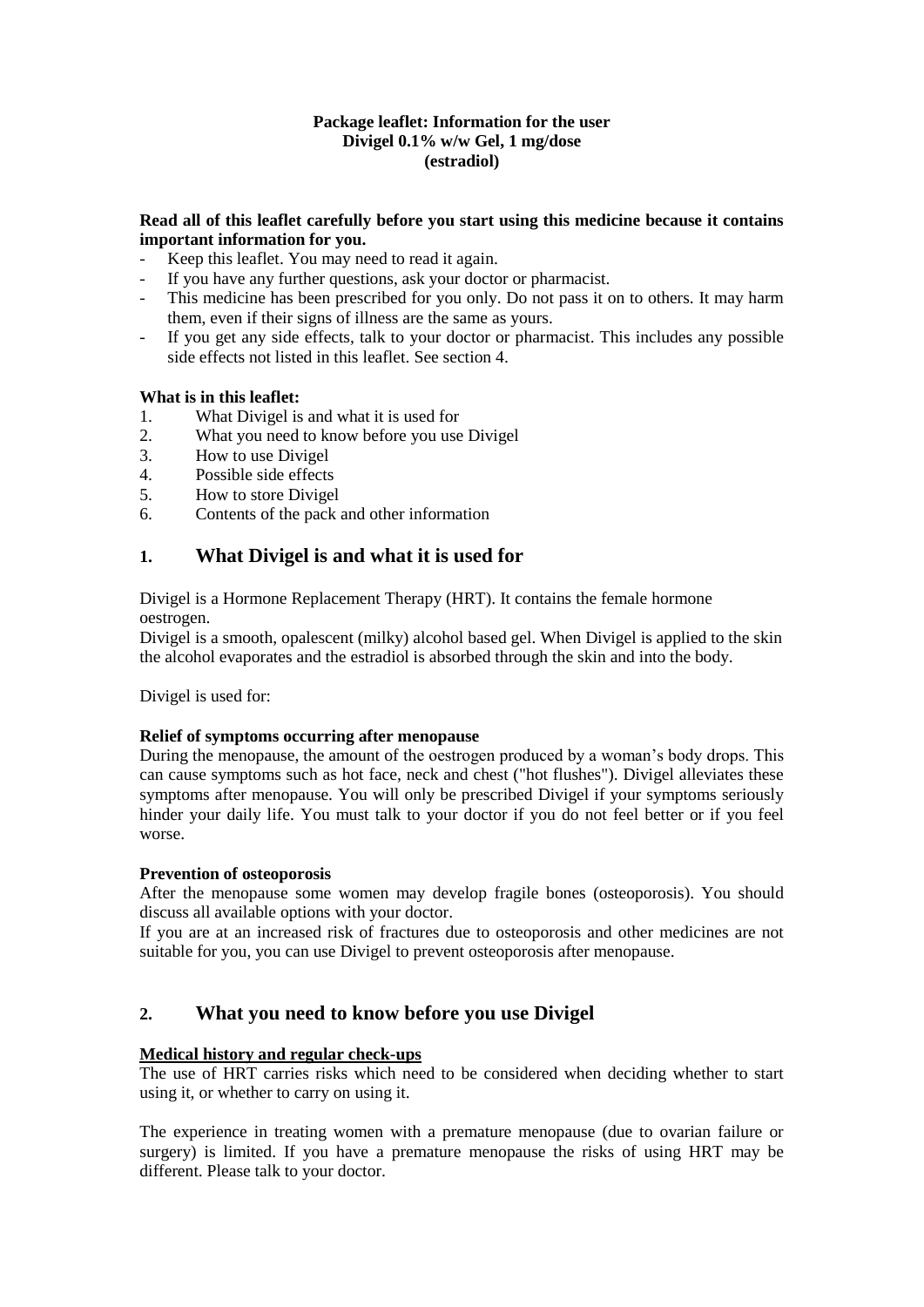**Package leaflet: Information for the user**
**Divigel 0.1% w/w Gel, 1 mg/dose**
**(estradiol)**

**Read all of this leaflet carefully before you start using this medicine because it contains important information for you.**

- Keep this leaflet. You may need to read it again.
- If you have any further questions, ask your doctor or pharmacist.
- This medicine has been prescribed for you only. Do not pass it on to others. It may harm them, even if their signs of illness are the same as yours.
- If you get any side effects, talk to your doctor or pharmacist. This includes any possible side effects not listed in this leaflet. See section 4.

**What is in this leaflet:**

1. What Divigel is and what it is used for
2. What you need to know before you use Divigel
3. How to use Divigel
4. Possible side effects
5. How to store Divigel
6. Contents of the pack and other information

## 1. What Divigel is and what it is used for

Divigel is a Hormone Replacement Therapy (HRT). It contains the female hormone oestrogen.

Divigel is a smooth, opalescent (milky) alcohol based gel. When Divigel is applied to the skin the alcohol evaporates and the estradiol is absorbed through the skin and into the body.

Divigel is used for:

**Relief of symptoms occurring after menopause**

During the menopause, the amount of the oestrogen produced by a woman's body drops. This can cause symptoms such as hot face, neck and chest ("hot flushes"). Divigel alleviates these symptoms after menopause. You will only be prescribed Divigel if your symptoms seriously hinder your daily life. You must talk to your doctor if you do not feel better or if you feel worse.

**Prevention of osteoporosis**

After the menopause some women may develop fragile bones (osteoporosis). You should discuss all available options with your doctor.

If you are at an increased risk of fractures due to osteoporosis and other medicines are not suitable for you, you can use Divigel to prevent osteoporosis after menopause.

## 2. What you need to know before you use Divigel

**Medical history and regular check-ups**

The use of HRT carries risks which need to be considered when deciding whether to start using it, or whether to carry on using it.

The experience in treating women with a premature menopause (due to ovarian failure or surgery) is limited. If you have a premature menopause the risks of using HRT may be different. Please talk to your doctor.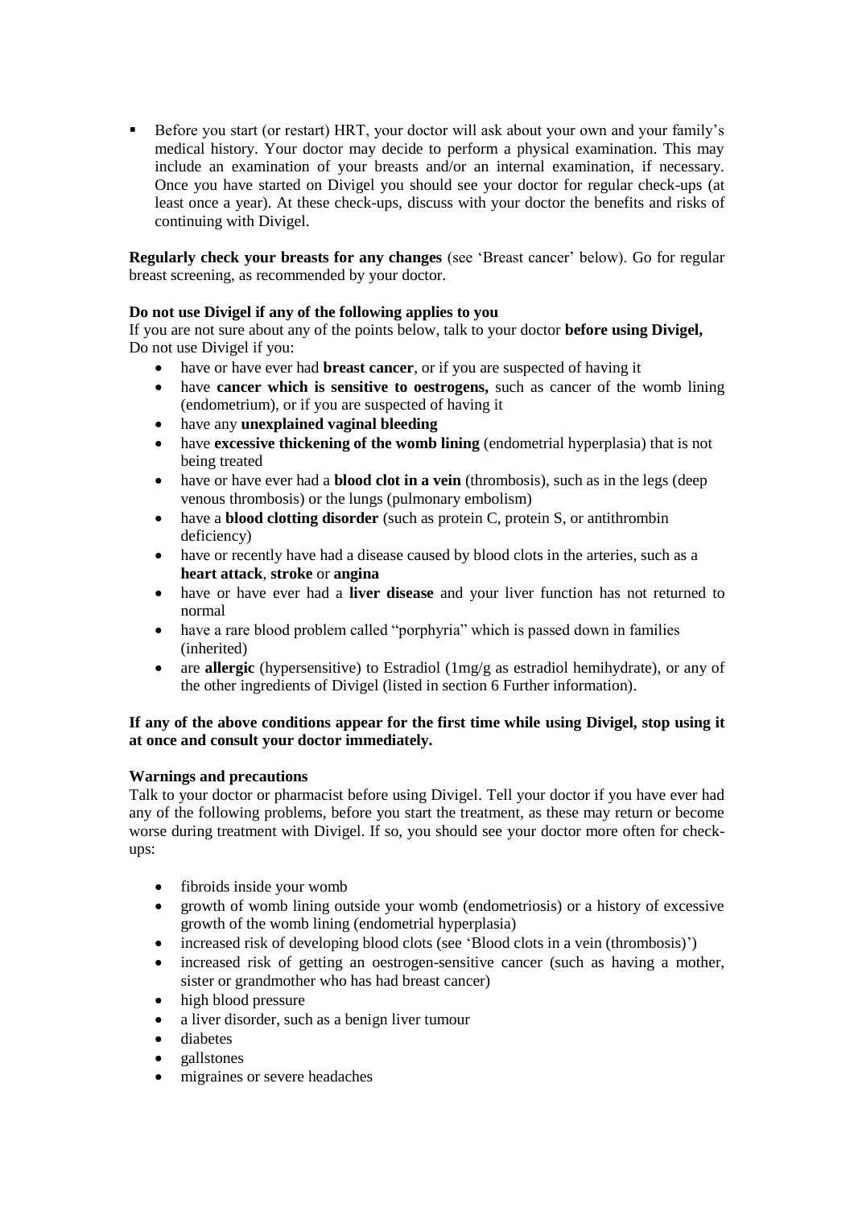- Before you start (or restart) HRT, your doctor will ask about your own and your family's medical history. Your doctor may decide to perform a physical examination. This may include an examination of your breasts and/or an internal examination, if necessary. Once you have started on Divigel you should see your doctor for regular check-ups (at least once a year). At these check-ups, discuss with your doctor the benefits and risks of continuing with Divigel.

**Regularly check your breasts for any changes** (see 'Breast cancer' below). Go for regular breast screening, as recommended by your doctor.

**Do not use Divigel if any of the following applies to you**

If you are not sure about any of the points below, talk to your doctor **before using Divigel,** Do not use Divigel if you:

- have or have ever had **breast cancer**, or if you are suspected of having it
- have **cancer which is sensitive to oestrogens,** such as cancer of the womb lining (endometrium), or if you are suspected of having it
- have any **unexplained vaginal bleeding**
- have **excessive thickening of the womb lining** (endometrial hyperplasia) that is not being treated
- have or have ever had a **blood clot in a vein** (thrombosis), such as in the legs (deep venous thrombosis) or the lungs (pulmonary embolism)
- have a **blood clotting disorder** (such as protein C, protein S, or antithrombin deficiency)
- have or recently have had a disease caused by blood clots in the arteries, such as a **heart attack**, **stroke** or **angina**
- have or have ever had a **liver disease** and your liver function has not returned to normal
- have a rare blood problem called "porphyria" which is passed down in families (inherited)
- are **allergic** (hypersensitive) to Estradiol (1mg/g as estradiol hemihydrate), or any of the other ingredients of Divigel (listed in section 6 Further information).

**If any of the above conditions appear for the first time while using Divigel, stop using it at once and consult your doctor immediately.**

**Warnings and precautions**

Talk to your doctor or pharmacist before using Divigel. Tell your doctor if you have ever had any of the following problems, before you start the treatment, as these may return or become worse during treatment with Divigel. If so, you should see your doctor more often for check-ups:

- fibroids inside your womb
- growth of womb lining outside your womb (endometriosis) or a history of excessive growth of the womb lining (endometrial hyperplasia)
- increased risk of developing blood clots (see 'Blood clots in a vein (thrombosis)')
- increased risk of getting an oestrogen-sensitive cancer (such as having a mother, sister or grandmother who has had breast cancer)
- high blood pressure
- a liver disorder, such as a benign liver tumour
- diabetes
- gallstones
- migraines or severe headaches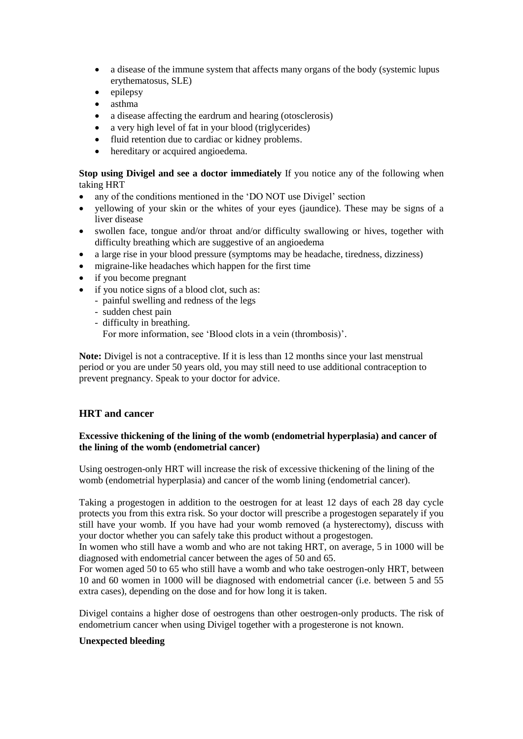- a disease of the immune system that affects many organs of the body (systemic lupus erythematosus, SLE)
- epilepsy
- asthma
- a disease affecting the eardrum and hearing (otosclerosis)
- a very high level of fat in your blood (triglycerides)
- fluid retention due to cardiac or kidney problems.
- hereditary or acquired angioedema.

**Stop using Divigel and see a doctor immediately** If you notice any of the following when taking HRT

- any of the conditions mentioned in the 'DO NOT use Divigel' section
- yellowing of your skin or the whites of your eyes (jaundice). These may be signs of a liver disease
- swollen face, tongue and/or throat and/or difficulty swallowing or hives, together with difficulty breathing which are suggestive of an angioedema
- a large rise in your blood pressure (symptoms may be headache, tiredness, dizziness)
- migraine-like headaches which happen for the first time
- if you become pregnant
- if you notice signs of a blood clot, such as:
  - painful swelling and redness of the legs
  - sudden chest pain
  - difficulty in breathing.
  
  For more information, see 'Blood clots in a vein (thrombosis)'.

**Note:** Divigel is not a contraceptive. If it is less than 12 months since your last menstrual period or you are under 50 years old, you may still need to use additional contraception to prevent pregnancy. Speak to your doctor for advice.

## HRT and cancer

**Excessive thickening of the lining of the womb (endometrial hyperplasia) and cancer of the lining of the womb (endometrial cancer)**

Using oestrogen-only HRT will increase the risk of excessive thickening of the lining of the womb (endometrial hyperplasia) and cancer of the womb lining (endometrial cancer).

Taking a progestogen in addition to the oestrogen for at least 12 days of each 28 day cycle protects you from this extra risk. So your doctor will prescribe a progestogen separately if you still have your womb. If you have had your womb removed (a hysterectomy), discuss with your doctor whether you can safely take this product without a progestogen.
In women who still have a womb and who are not taking HRT, on average, 5 in 1000 will be diagnosed with endometrial cancer between the ages of 50 and 65.
For women aged 50 to 65 who still have a womb and who take oestrogen-only HRT, between 10 and 60 women in 1000 will be diagnosed with endometrial cancer (i.e. between 5 and 55 extra cases), depending on the dose and for how long it is taken.

Divigel contains a higher dose of oestrogens than other oestrogen-only products. The risk of endometrium cancer when using Divigel together with a progesterone is not known.

**Unexpected bleeding**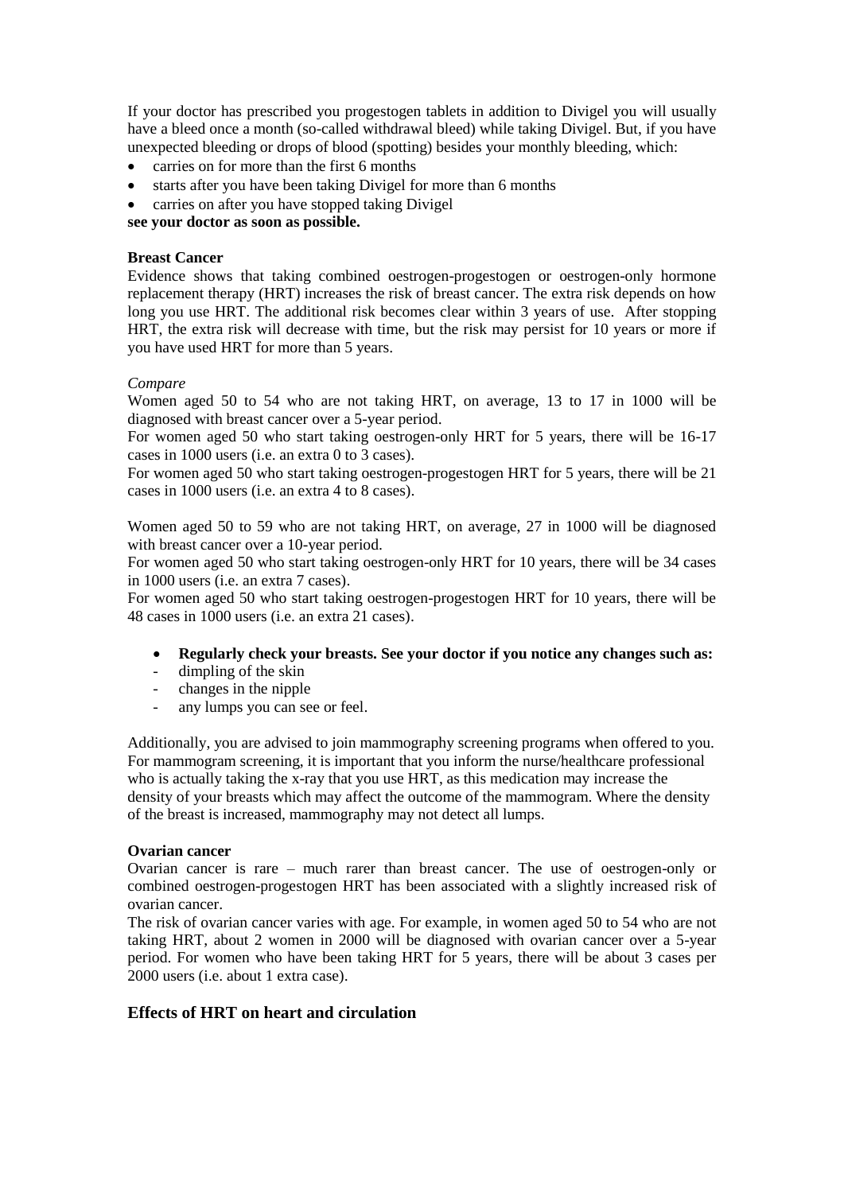If your doctor has prescribed you progestogen tablets in addition to Divigel you will usually have a bleed once a month (so-called withdrawal bleed) while taking Divigel. But, if you have unexpected bleeding or drops of blood (spotting) besides your monthly bleeding, which:

- carries on for more than the first 6 months
- starts after you have been taking Divigel for more than 6 months
- carries on after you have stopped taking Divigel

**see your doctor as soon as possible.**

**Breast Cancer**

Evidence shows that taking combined oestrogen-progestogen or oestrogen-only hormone replacement therapy (HRT) increases the risk of breast cancer. The extra risk depends on how long you use HRT. The additional risk becomes clear within 3 years of use. After stopping HRT, the extra risk will decrease with time, but the risk may persist for 10 years or more if you have used HRT for more than 5 years.

*Compare*

Women aged 50 to 54 who are not taking HRT, on average, 13 to 17 in 1000 will be diagnosed with breast cancer over a 5-year period.

For women aged 50 who start taking oestrogen-only HRT for 5 years, there will be 16-17 cases in 1000 users (i.e. an extra 0 to 3 cases).

For women aged 50 who start taking oestrogen-progestogen HRT for 5 years, there will be 21 cases in 1000 users (i.e. an extra 4 to 8 cases).

Women aged 50 to 59 who are not taking HRT, on average, 27 in 1000 will be diagnosed with breast cancer over a 10-year period.

For women aged 50 who start taking oestrogen-only HRT for 10 years, there will be 34 cases in 1000 users (i.e. an extra 7 cases).

For women aged 50 who start taking oestrogen-progestogen HRT for 10 years, there will be 48 cases in 1000 users (i.e. an extra 21 cases).

- **Regularly check your breasts. See your doctor if you notice any changes such as:**
  - dimpling of the skin
  - changes in the nipple
  - any lumps you can see or feel.

Additionally, you are advised to join mammography screening programs when offered to you. For mammogram screening, it is important that you inform the nurse/healthcare professional who is actually taking the x-ray that you use HRT, as this medication may increase the density of your breasts which may affect the outcome of the mammogram. Where the density of the breast is increased, mammography may not detect all lumps.

**Ovarian cancer**

Ovarian cancer is rare – much rarer than breast cancer. The use of oestrogen-only or combined oestrogen-progestogen HRT has been associated with a slightly increased risk of ovarian cancer.

The risk of ovarian cancer varies with age. For example, in women aged 50 to 54 who are not taking HRT, about 2 women in 2000 will be diagnosed with ovarian cancer over a 5-year period. For women who have been taking HRT for 5 years, there will be about 3 cases per 2000 users (i.e. about 1 extra case).

## Effects of HRT on heart and circulation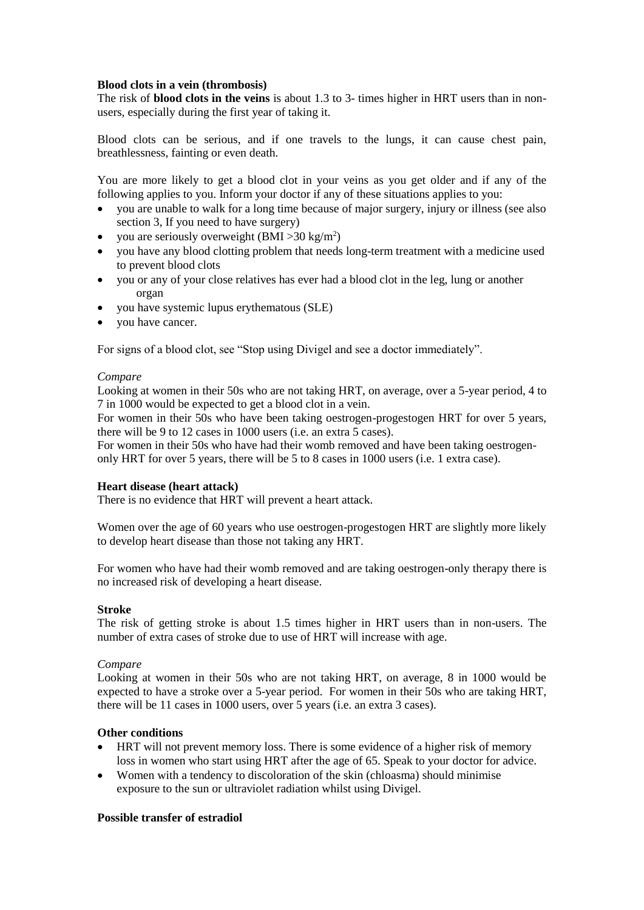**Blood clots in a vein (thrombosis)**

The risk of **blood clots in the veins** is about 1.3 to 3- times higher in HRT users than in non-users, especially during the first year of taking it.

Blood clots can be serious, and if one travels to the lungs, it can cause chest pain, breathlessness, fainting or even death.

You are more likely to get a blood clot in your veins as you get older and if any of the following applies to you. Inform your doctor if any of these situations applies to you:

- you are unable to walk for a long time because of major surgery, injury or illness (see also section 3, If you need to have surgery)
- you are seriously overweight (BMI >30 kg/m$^2$)
- you have any blood clotting problem that needs long-term treatment with a medicine used to prevent blood clots
- you or any of your close relatives has ever had a blood clot in the leg, lung or another organ
- you have systemic lupus erythematous (SLE)
- you have cancer.

For signs of a blood clot, see "Stop using Divigel and see a doctor immediately".

*Compare*

Looking at women in their 50s who are not taking HRT, on average, over a 5-year period, 4 to 7 in 1000 would be expected to get a blood clot in a vein.

For women in their 50s who have been taking oestrogen-progestogen HRT for over 5 years, there will be 9 to 12 cases in 1000 users (i.e. an extra 5 cases).

For women in their 50s who have had their womb removed and have been taking oestrogen-only HRT for over 5 years, there will be 5 to 8 cases in 1000 users (i.e. 1 extra case).

**Heart disease (heart attack)**

There is no evidence that HRT will prevent a heart attack.

Women over the age of 60 years who use oestrogen-progestogen HRT are slightly more likely to develop heart disease than those not taking any HRT.

For women who have had their womb removed and are taking oestrogen-only therapy there is no increased risk of developing a heart disease.

**Stroke**

The risk of getting stroke is about 1.5 times higher in HRT users than in non-users. The number of extra cases of stroke due to use of HRT will increase with age.

*Compare*

Looking at women in their 50s who are not taking HRT, on average, 8 in 1000 would be expected to have a stroke over a 5-year period. For women in their 50s who are taking HRT, there will be 11 cases in 1000 users, over 5 years (i.e. an extra 3 cases).

**Other conditions**

- HRT will not prevent memory loss. There is some evidence of a higher risk of memory loss in women who start using HRT after the age of 65. Speak to your doctor for advice.
- Women with a tendency to discoloration of the skin (chloasma) should minimise exposure to the sun or ultraviolet radiation whilst using Divigel.

**Possible transfer of estradiol**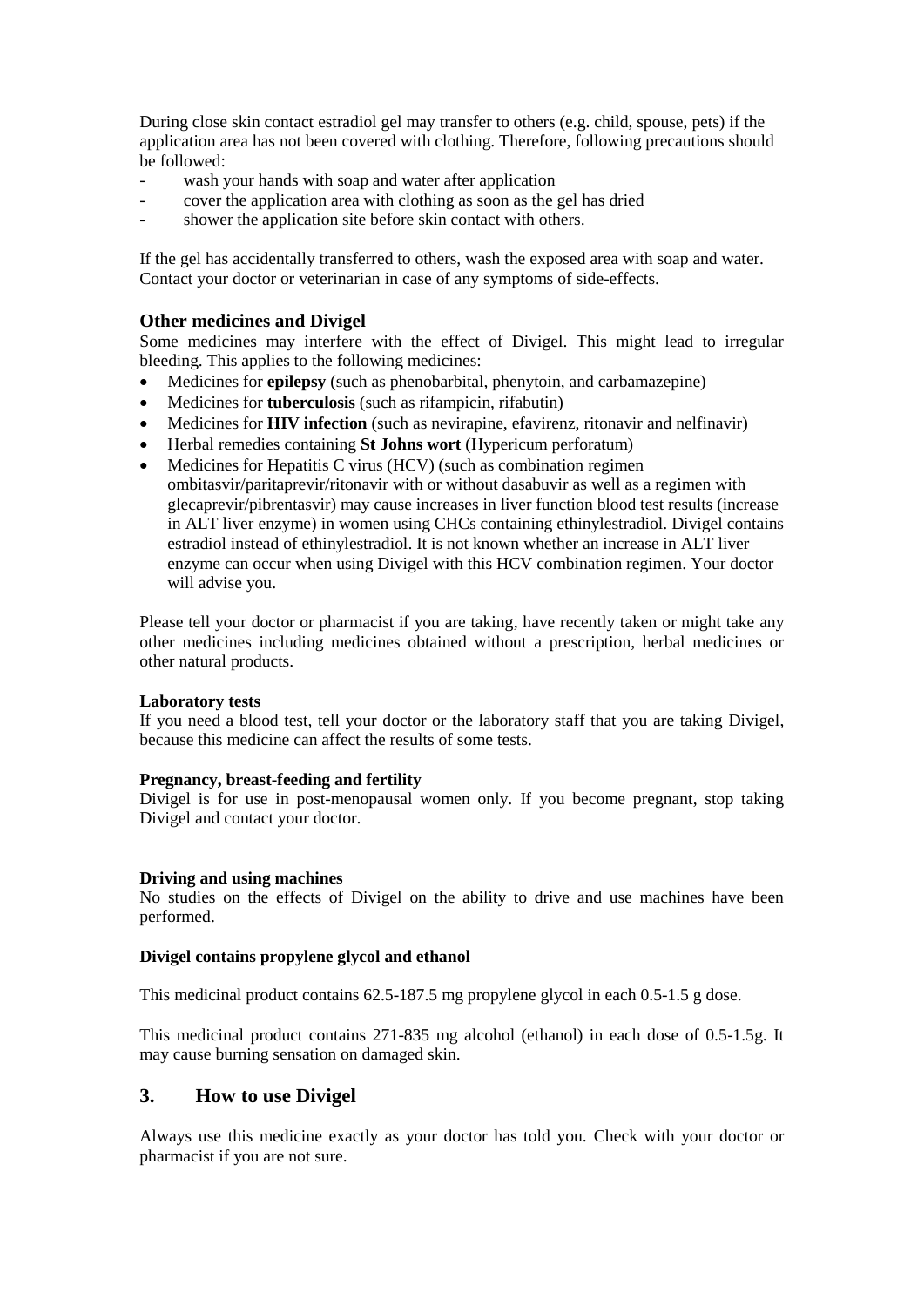During close skin contact estradiol gel may transfer to others (e.g. child, spouse, pets) if the application area has not been covered with clothing. Therefore, following precautions should be followed:

- wash your hands with soap and water after application
- cover the application area with clothing as soon as the gel has dried
- shower the application site before skin contact with others.

If the gel has accidentally transferred to others, wash the exposed area with soap and water. Contact your doctor or veterinarian in case of any symptoms of side-effects.

### Other medicines and Divigel

Some medicines may interfere with the effect of Divigel. This might lead to irregular bleeding. This applies to the following medicines:

- Medicines for **epilepsy** (such as phenobarbital, phenytoin, and carbamazepine)
- Medicines for **tuberculosis** (such as rifampicin, rifabutin)
- Medicines for **HIV infection** (such as nevirapine, efavirenz, ritonavir and nelfinavir)
- Herbal remedies containing **St Johns wort** (Hypericum perforatum)
- Medicines for Hepatitis C virus (HCV) (such as combination regimen ombitasvir/paritaprevir/ritonavir with or without dasabuvir as well as a regimen with glecaprevir/pibrentasvir) may cause increases in liver function blood test results (increase in ALT liver enzyme) in women using CHCs containing ethinylestradiol. Divigel contains estradiol instead of ethinylestradiol. It is not known whether an increase in ALT liver enzyme can occur when using Divigel with this HCV combination regimen. Your doctor will advise you.

Please tell your doctor or pharmacist if you are taking, have recently taken or might take any other medicines including medicines obtained without a prescription, herbal medicines or other natural products.

**Laboratory tests**

If you need a blood test, tell your doctor or the laboratory staff that you are taking Divigel, because this medicine can affect the results of some tests.

**Pregnancy, breast-feeding and fertility**

Divigel is for use in post-menopausal women only. If you become pregnant, stop taking Divigel and contact your doctor.

**Driving and using machines**

No studies on the effects of Divigel on the ability to drive and use machines have been performed.

**Divigel contains propylene glycol and ethanol**

This medicinal product contains 62.5-187.5 mg propylene glycol in each 0.5-1.5 g dose.

This medicinal product contains 271-835 mg alcohol (ethanol) in each dose of 0.5-1.5g. It may cause burning sensation on damaged skin.

## 3. How to use Divigel

Always use this medicine exactly as your doctor has told you. Check with your doctor or pharmacist if you are not sure.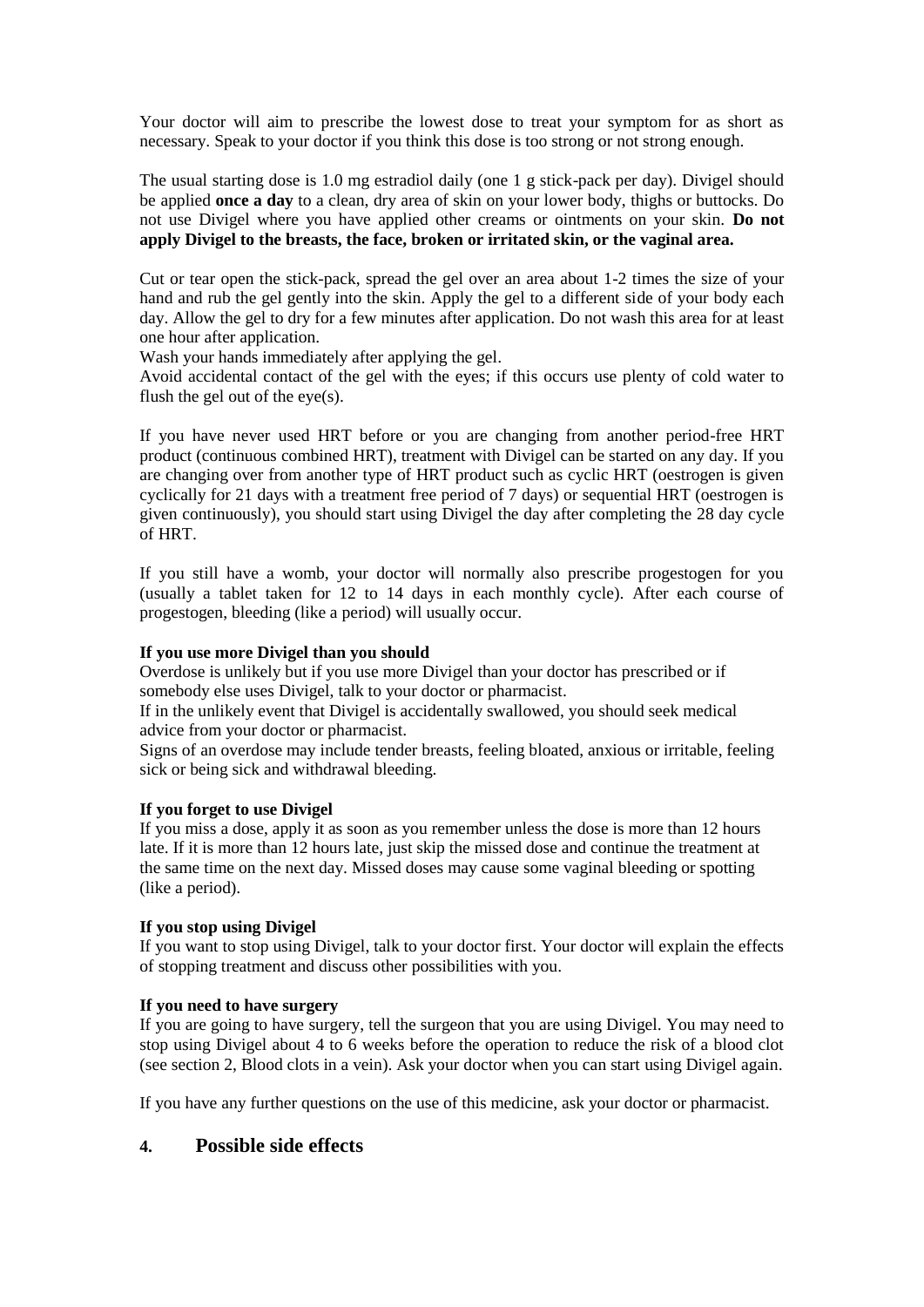Your doctor will aim to prescribe the lowest dose to treat your symptom for as short as necessary. Speak to your doctor if you think this dose is too strong or not strong enough.

The usual starting dose is 1.0 mg estradiol daily (one 1 g stick-pack per day). Divigel should be applied **once a day** to a clean, dry area of skin on your lower body, thighs or buttocks. Do not use Divigel where you have applied other creams or ointments on your skin. **Do not apply Divigel to the breasts, the face, broken or irritated skin, or the vaginal area.**

Cut or tear open the stick-pack, spread the gel over an area about 1-2 times the size of your hand and rub the gel gently into the skin. Apply the gel to a different side of your body each day. Allow the gel to dry for a few minutes after application. Do not wash this area for at least one hour after application.
Wash your hands immediately after applying the gel.
Avoid accidental contact of the gel with the eyes; if this occurs use plenty of cold water to flush the gel out of the eye(s).

If you have never used HRT before or you are changing from another period-free HRT product (continuous combined HRT), treatment with Divigel can be started on any day. If you are changing over from another type of HRT product such as cyclic HRT (oestrogen is given cyclically for 21 days with a treatment free period of 7 days) or sequential HRT (oestrogen is given continuously), you should start using Divigel the day after completing the 28 day cycle of HRT.

If you still have a womb, your doctor will normally also prescribe progestogen for you (usually a tablet taken for 12 to 14 days in each monthly cycle). After each course of progestogen, bleeding (like a period) will usually occur.

**If you use more Divigel than you should**

Overdose is unlikely but if you use more Divigel than your doctor has prescribed or if somebody else uses Divigel, talk to your doctor or pharmacist.
If in the unlikely event that Divigel is accidentally swallowed, you should seek medical advice from your doctor or pharmacist.
Signs of an overdose may include tender breasts, feeling bloated, anxious or irritable, feeling sick or being sick and withdrawal bleeding.

**If you forget to use Divigel**

If you miss a dose, apply it as soon as you remember unless the dose is more than 12 hours late. If it is more than 12 hours late, just skip the missed dose and continue the treatment at the same time on the next day. Missed doses may cause some vaginal bleeding or spotting (like a period).

**If you stop using Divigel**

If you want to stop using Divigel, talk to your doctor first. Your doctor will explain the effects of stopping treatment and discuss other possibilities with you.

**If you need to have surgery**

If you are going to have surgery, tell the surgeon that you are using Divigel. You may need to stop using Divigel about 4 to 6 weeks before the operation to reduce the risk of a blood clot (see section 2, Blood clots in a vein). Ask your doctor when you can start using Divigel again.

If you have any further questions on the use of this medicine, ask your doctor or pharmacist.

## 4. Possible side effects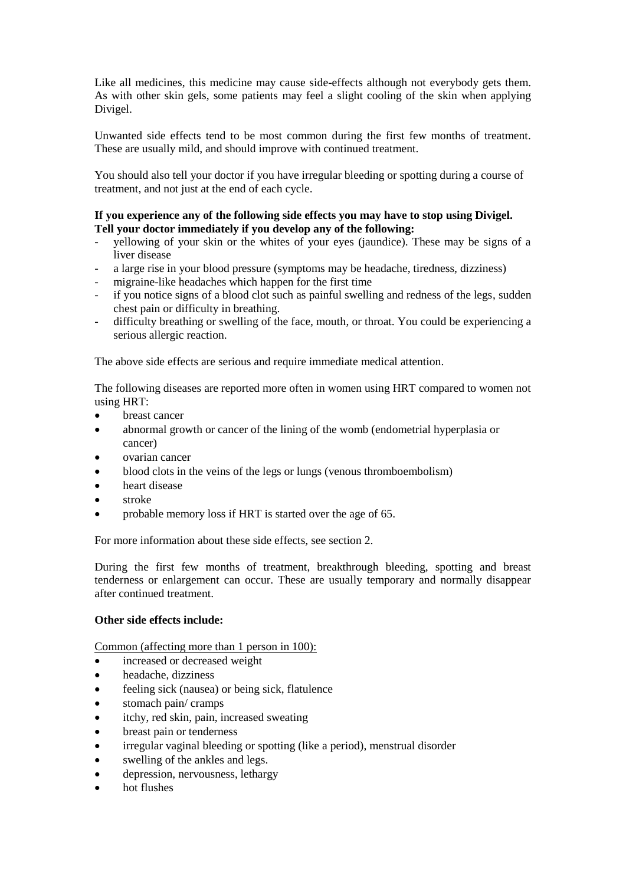Like all medicines, this medicine may cause side-effects although not everybody gets them. As with other skin gels, some patients may feel a slight cooling of the skin when applying Divigel.

Unwanted side effects tend to be most common during the first few months of treatment. These are usually mild, and should improve with continued treatment.

You should also tell your doctor if you have irregular bleeding or spotting during a course of treatment, and not just at the end of each cycle.

**If you experience any of the following side effects you may have to stop using Divigel. Tell your doctor immediately if you develop any of the following:**

- yellowing of your skin or the whites of your eyes (jaundice). These may be signs of a liver disease
- a large rise in your blood pressure (symptoms may be headache, tiredness, dizziness)
- migraine-like headaches which happen for the first time
- if you notice signs of a blood clot such as painful swelling and redness of the legs, sudden chest pain or difficulty in breathing.
- difficulty breathing or swelling of the face, mouth, or throat. You could be experiencing a serious allergic reaction.

The above side effects are serious and require immediate medical attention.

The following diseases are reported more often in women using HRT compared to women not using HRT:

- breast cancer
- abnormal growth or cancer of the lining of the womb (endometrial hyperplasia or cancer)
- ovarian cancer
- blood clots in the veins of the legs or lungs (venous thromboembolism)
- heart disease
- stroke
- probable memory loss if HRT is started over the age of 65.

For more information about these side effects, see section 2.

During the first few months of treatment, breakthrough bleeding, spotting and breast tenderness or enlargement can occur. These are usually temporary and normally disappear after continued treatment.

**Other side effects include:**

Common (affecting more than 1 person in 100):

- increased or decreased weight
- headache, dizziness
- feeling sick (nausea) or being sick, flatulence
- stomach pain/ cramps
- itchy, red skin, pain, increased sweating
- breast pain or tenderness
- irregular vaginal bleeding or spotting (like a period), menstrual disorder
- swelling of the ankles and legs.
- depression, nervousness, lethargy
- hot flushes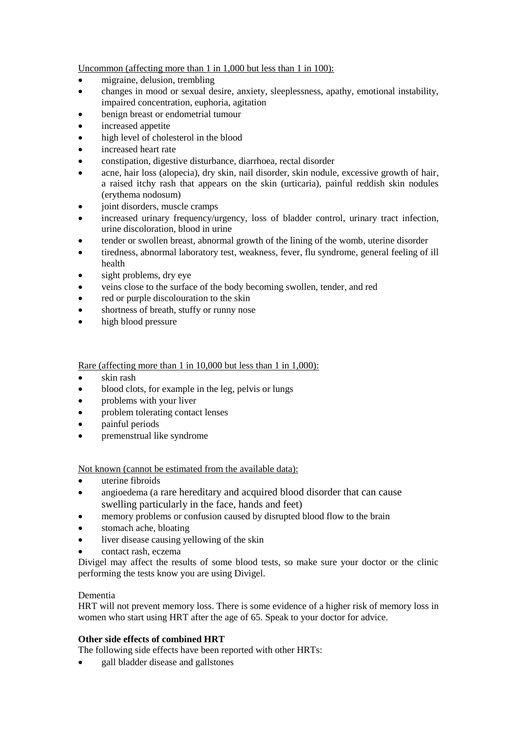Uncommon (affecting more than 1 in 1,000 but less than 1 in 100):

- migraine, delusion, trembling
- changes in mood or sexual desire, anxiety, sleeplessness, apathy, emotional instability, impaired concentration, euphoria, agitation
- benign breast or endometrial tumour
- increased appetite
- high level of cholesterol in the blood
- increased heart rate
- constipation, digestive disturbance, diarrhoea, rectal disorder
- acne, hair loss (alopecia), dry skin, nail disorder, skin nodule, excessive growth of hair, a raised itchy rash that appears on the skin (urticaria), painful reddish skin nodules (erythema nodosum)
- joint disorders, muscle cramps
- increased urinary frequency/urgency, loss of bladder control, urinary tract infection, urine discoloration, blood in urine
- tender or swollen breast, abnormal growth of the lining of the womb, uterine disorder
- tiredness, abnormal laboratory test, weakness, fever, flu syndrome, general feeling of ill health
- sight problems, dry eye
- veins close to the surface of the body becoming swollen, tender, and red
- red or purple discolouration to the skin
- shortness of breath, stuffy or runny nose
- high blood pressure

Rare (affecting more than 1 in 10,000 but less than 1 in 1,000):

- skin rash
- blood clots, for example in the leg, pelvis or lungs
- problems with your liver
- problem tolerating contact lenses
- painful periods
- premenstrual like syndrome

Not known (cannot be estimated from the available data):

- uterine fibroids
- angioedema (a rare hereditary and acquired blood disorder that can cause swelling particularly in the face, hands and feet)
- memory problems or confusion caused by disrupted blood flow to the brain
- stomach ache, bloating
- liver disease causing yellowing of the skin
- contact rash, eczema

Divigel may affect the results of some blood tests, so make sure your doctor or the clinic performing the tests know you are using Divigel.

Dementia

HRT will not prevent memory loss. There is some evidence of a higher risk of memory loss in women who start using HRT after the age of 65. Speak to your doctor for advice.

**Other side effects of combined HRT**

The following side effects have been reported with other HRTs:

- gall bladder disease and gallstones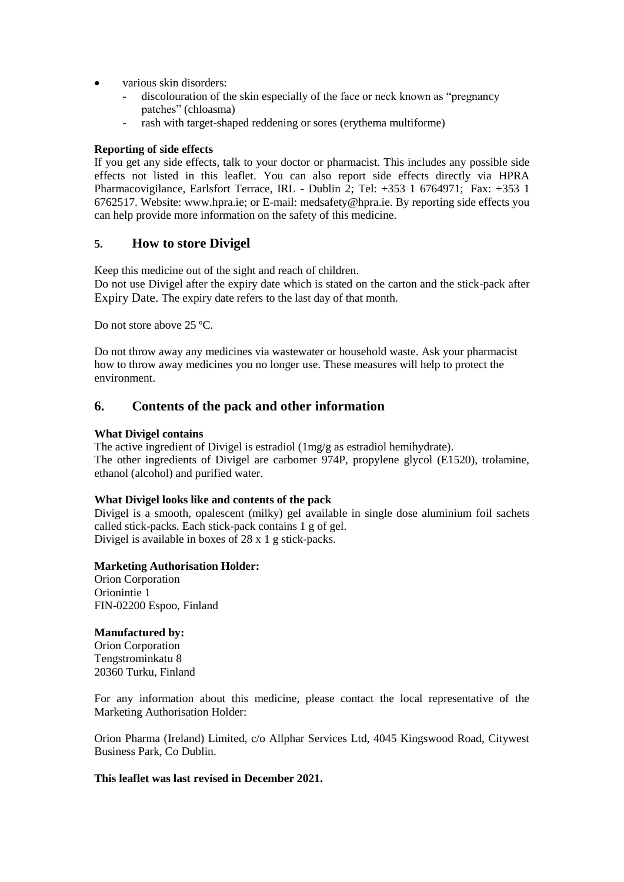- various skin disorders:
  - discolouration of the skin especially of the face or neck known as "pregnancy patches" (chloasma)
  - rash with target-shaped reddening or sores (erythema multiforme)

**Reporting of side effects**

If you get any side effects, talk to your doctor or pharmacist. This includes any possible side effects not listed in this leaflet. You can also report side effects directly via HPRA Pharmacovigilance, Earlsfort Terrace, IRL - Dublin 2; Tel: +353 1 6764971; Fax: +353 1 6762517. Website: www.hpra.ie; or E-mail: medsafety@hpra.ie. By reporting side effects you can help provide more information on the safety of this medicine.

## 5. How to store Divigel

Keep this medicine out of the sight and reach of children.
Do not use Divigel after the expiry date which is stated on the carton and the stick-pack after Expiry Date. The expiry date refers to the last day of that month.

Do not store above 25 ºC.

Do not throw away any medicines via wastewater or household waste. Ask your pharmacist how to throw away medicines you no longer use. These measures will help to protect the environment.

## 6. Contents of the pack and other information

**What Divigel contains**

The active ingredient of Divigel is estradiol (1mg/g as estradiol hemihydrate).
The other ingredients of Divigel are carbomer 974P, propylene glycol (E1520), trolamine, ethanol (alcohol) and purified water.

**What Divigel looks like and contents of the pack**

Divigel is a smooth, opalescent (milky) gel available in single dose aluminium foil sachets called stick-packs. Each stick-pack contains 1 g of gel.
Divigel is available in boxes of 28 x 1 g stick-packs.

**Marketing Authorisation Holder:**

Orion Corporation
Orionintie 1
FIN-02200 Espoo, Finland

**Manufactured by:**

Orion Corporation
Tengstrominkatu 8
20360 Turku, Finland

For any information about this medicine, please contact the local representative of the Marketing Authorisation Holder:

Orion Pharma (Ireland) Limited, c/o Allphar Services Ltd, 4045 Kingswood Road, Citywest Business Park, Co Dublin.

**This leaflet was last revised in December 2021.**